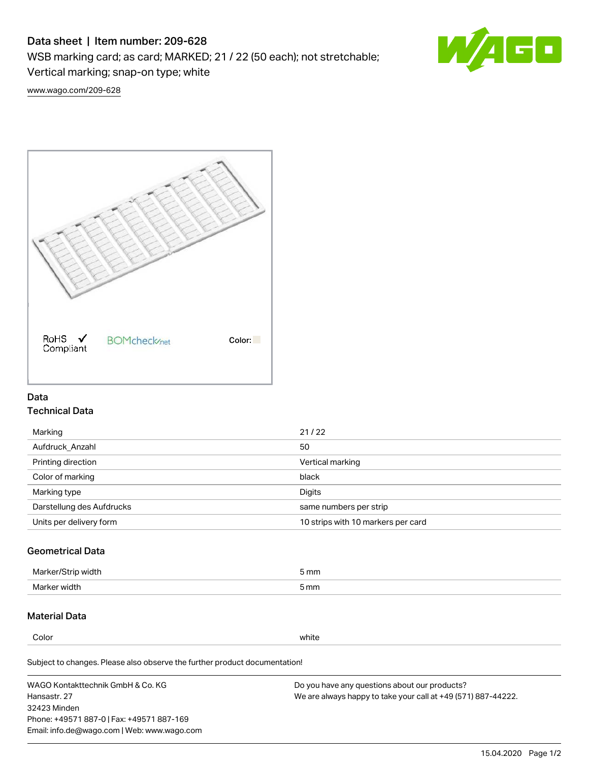# Data sheet | Item number: 209-628

WSB marking card; as card; MARKED; 21 / 22 (50 each); not stretchable; Vertical marking; snap-on type; white

www.wago.com/209-628

RoHS Compliant ✓ BOMcheck.net Color:

## Data

### Technical Data

| | |
|---|---|
| Marking | 21 / 22 |
| Aufdruck_Anzahl | 50 |
| Printing direction | Vertical marking |
| Color of marking | black |
| Marking type | Digits |
| Darstellung des Aufdrucks | same numbers per strip |
| Units per delivery form | 10 strips with 10 markers per card |

### Geometrical Data

| | |
|---|---|
| Marker/Strip width | 5 mm |
| Marker width | 5 mm |

### Material Data

| | |
|---|---|
| Color | white |

Subject to changes. Please also observe the further product documentation!

WAGO Kontakttechnik GmbH & Co. KG
Hansastr. 27
32423 Minden
Phone: +49571 887-0 | Fax: +49571 887-169
Email: info.de@wago.com | Web: www.wago.com

Do you have any questions about our products?
We are always happy to take your call at +49 (571) 887-44222.

15.04.2020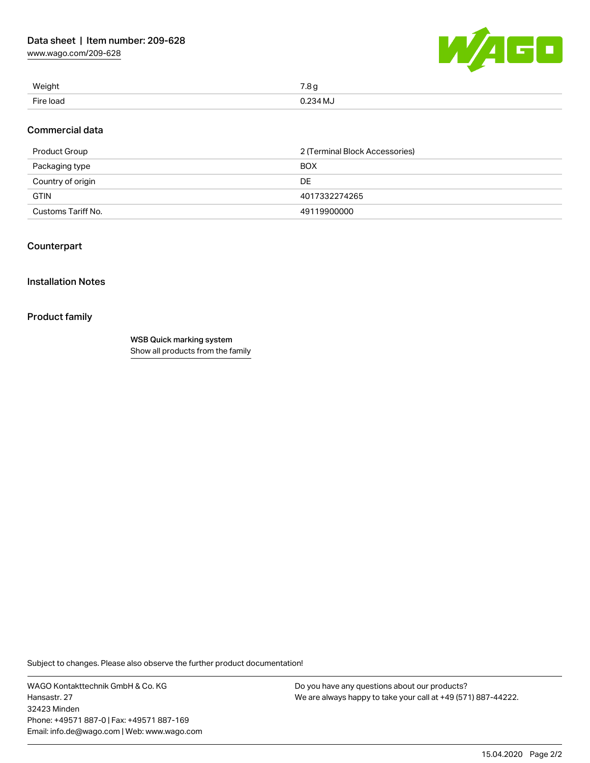| | |
|---|---|
| Weight | 7.8 g |
| Fire load | 0.234 MJ |

## Commercial data

| | |
|---|---|
| Product Group | 2 (Terminal Block Accessories) |
| Packaging type | BOX |
| Country of origin | DE |
| GTIN | 4017332274265 |
| Customs Tariff No. | 49119900000 |

## Counterpart

## Installation Notes

## Product family

**WSB Quick marking system**
Show all products from the family

Subject to changes. Please also observe the further product documentation!

WAGO Kontakttechnik GmbH & Co. KG
Hansastr. 27
32423 Minden
Phone: +49571 887-0 | Fax: +49571 887-169
Email: info.de@wago.com | Web: www.wago.com

Do you have any questions about our products?
We are always happy to take your call at +49 (571) 887-44222.